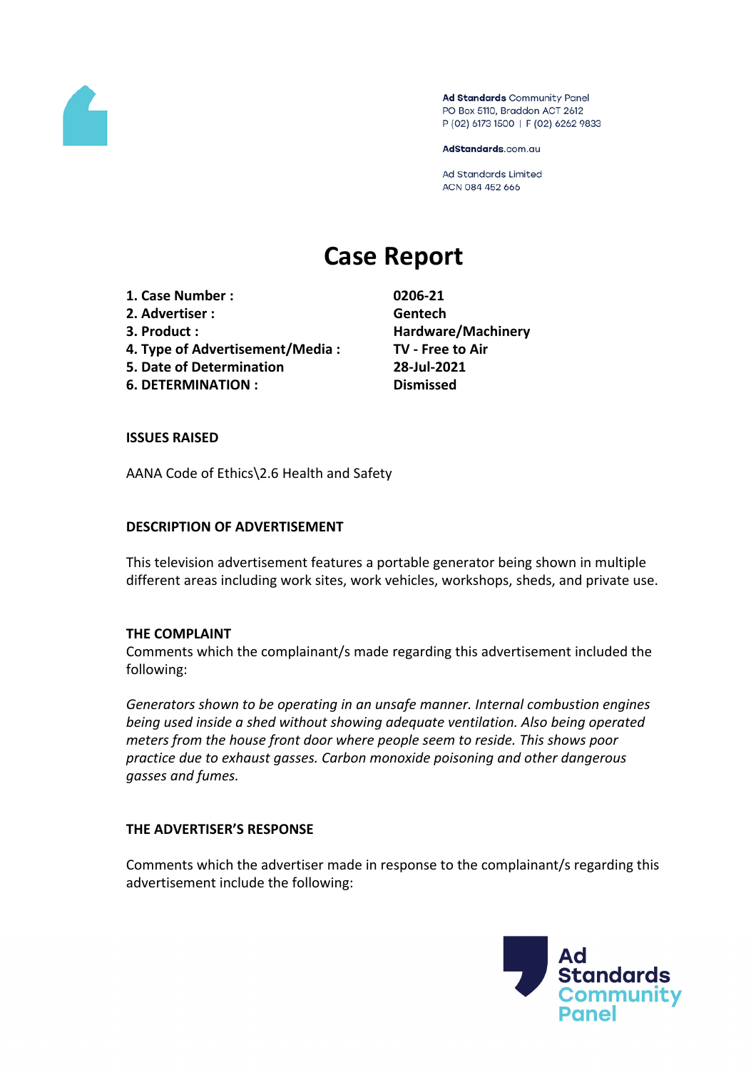# Case Report

| | |
|---|---|
| 1. Case Number : | 0206-21 |
| 2. Advertiser : | Gentech |
| 3. Product : | Hardware/Machinery |
| 4. Type of Advertisement/Media : | TV - Free to Air |
| 5. Date of Determination | 28-Jul-2021 |
| 6. DETERMINATION : | Dismissed |

**ISSUES RAISED**

AANA Code of Ethics\2.6 Health and Safety

**DESCRIPTION OF ADVERTISEMENT**

This television advertisement features a portable generator being shown in multiple different areas including work sites, work vehicles, workshops, sheds, and private use.

**THE COMPLAINT**

Comments which the complainant/s made regarding this advertisement included the following:

*Generators shown to be operating in an unsafe manner. Internal combustion engines being used inside a shed without showing adequate ventilation. Also being operated meters from the house front door where people seem to reside. This shows poor practice due to exhaust gasses. Carbon monoxide poisoning and other dangerous gasses and fumes.*

**THE ADVERTISER'S RESPONSE**

Comments which the advertiser made in response to the complainant/s regarding this advertisement include the following: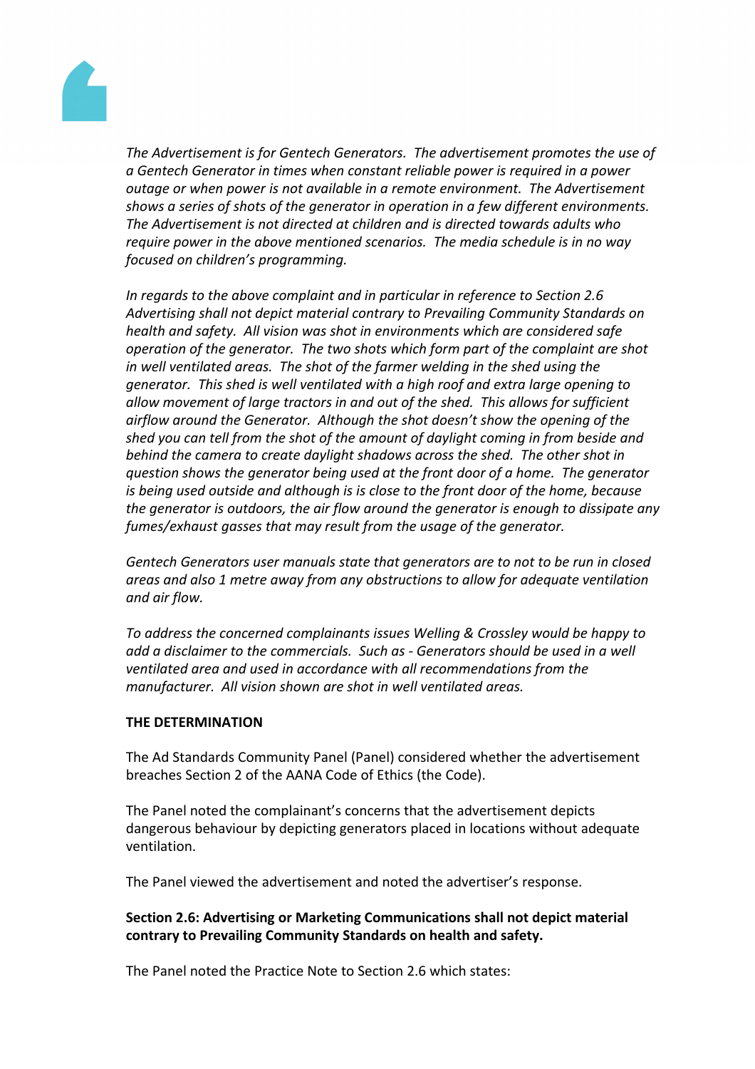*The Advertisement is for Gentech Generators. The advertisement promotes the use of a Gentech Generator in times when constant reliable power is required in a power outage or when power is not available in a remote environment. The Advertisement shows a series of shots of the generator in operation in a few different environments. The Advertisement is not directed at children and is directed towards adults who require power in the above mentioned scenarios. The media schedule is in no way focused on children's programming.*

*In regards to the above complaint and in particular in reference to Section 2.6 Advertising shall not depict material contrary to Prevailing Community Standards on health and safety. All vision was shot in environments which are considered safe operation of the generator. The two shots which form part of the complaint are shot in well ventilated areas. The shot of the farmer welding in the shed using the generator. This shed is well ventilated with a high roof and extra large opening to allow movement of large tractors in and out of the shed. This allows for sufficient airflow around the Generator. Although the shot doesn't show the opening of the shed you can tell from the shot of the amount of daylight coming in from beside and behind the camera to create daylight shadows across the shed. The other shot in question shows the generator being used at the front door of a home. The generator is being used outside and although is is close to the front door of the home, because the generator is outdoors, the air flow around the generator is enough to dissipate any fumes/exhaust gasses that may result from the usage of the generator.*

*Gentech Generators user manuals state that generators are to not to be run in closed areas and also 1 metre away from any obstructions to allow for adequate ventilation and air flow.*

*To address the concerned complainants issues Welling & Crossley would be happy to add a disclaimer to the commercials. Such as - Generators should be used in a well ventilated area and used in accordance with all recommendations from the manufacturer. All vision shown are shot in well ventilated areas.*

**THE DETERMINATION**

The Ad Standards Community Panel (Panel) considered whether the advertisement breaches Section 2 of the AANA Code of Ethics (the Code).

The Panel noted the complainant's concerns that the advertisement depicts dangerous behaviour by depicting generators placed in locations without adequate ventilation.

The Panel viewed the advertisement and noted the advertiser's response.

**Section 2.6: Advertising or Marketing Communications shall not depict material contrary to Prevailing Community Standards on health and safety.**

The Panel noted the Practice Note to Section 2.6 which states: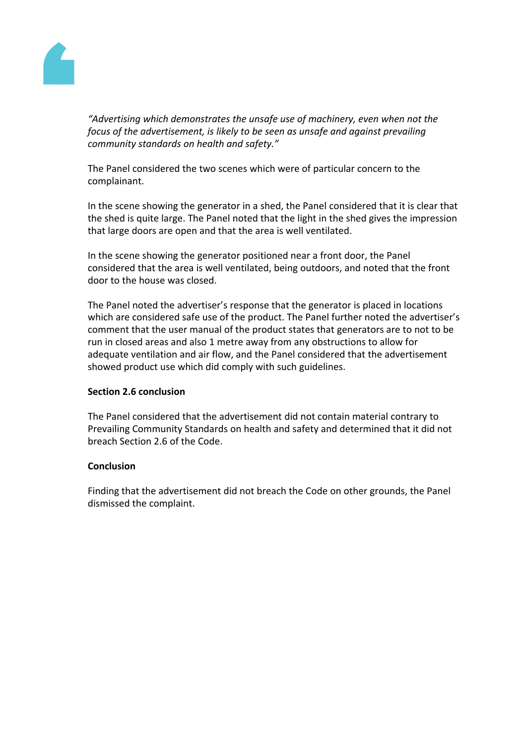*"Advertising which demonstrates the unsafe use of machinery, even when not the focus of the advertisement, is likely to be seen as unsafe and against prevailing community standards on health and safety."*

The Panel considered the two scenes which were of particular concern to the complainant.

In the scene showing the generator in a shed, the Panel considered that it is clear that the shed is quite large. The Panel noted that the light in the shed gives the impression that large doors are open and that the area is well ventilated.

In the scene showing the generator positioned near a front door, the Panel considered that the area is well ventilated, being outdoors, and noted that the front door to the house was closed.

The Panel noted the advertiser's response that the generator is placed in locations which are considered safe use of the product. The Panel further noted the advertiser's comment that the user manual of the product states that generators are to not to be run in closed areas and also 1 metre away from any obstructions to allow for adequate ventilation and air flow, and the Panel considered that the advertisement showed product use which did comply with such guidelines.

**Section 2.6 conclusion**

The Panel considered that the advertisement did not contain material contrary to Prevailing Community Standards on health and safety and determined that it did not breach Section 2.6 of the Code.

**Conclusion**

Finding that the advertisement did not breach the Code on other grounds, the Panel dismissed the complaint.